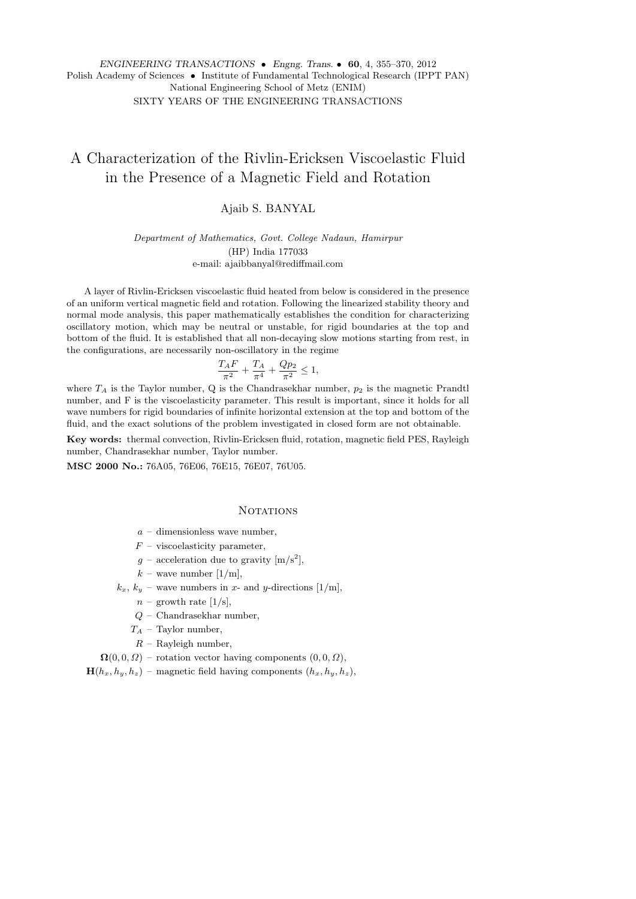# A Characterization of the Rivlin-Ericksen Viscoelastic Fluid in the Presence of a Magnetic Field and Rotation

Ajaib S. BANYAL

*Department of Mathematics, Govt. College Nadaun, Hamirpur*
(HP) India 177033
e-mail: ajaibbanyal@rediffmail.com

A layer of Rivlin-Ericksen viscoelastic fluid heated from below is considered in the presence of an uniform vertical magnetic field and rotation. Following the linearized stability theory and normal mode analysis, this paper mathematically establishes the condition for characterizing oscillatory motion, which may be neutral or unstable, for rigid boundaries at the top and bottom of the fluid. It is established that all non-decaying slow motions starting from rest, in the configurations, are necessarily non-oscillatory in the regime

$$\frac{T_A F}{\pi^2} + \frac{T_A}{\pi^4} + \frac{Q p_2}{\pi^2} \leq 1,$$

where $T_A$ is the Taylor number, Q is the Chandrasekhar number, $p_2$ is the magnetic Prandtl number, and F is the viscoelasticity parameter. This result is important, since it holds for all wave numbers for rigid boundaries of infinite horizontal extension at the top and bottom of the fluid, and the exact solutions of the problem investigated in closed form are not obtainable.

**Key words:** thermal convection, Rivlin-Ericksen fluid, rotation, magnetic field PES, Rayleigh number, Chandrasekhar number, Taylor number.

**MSC 2000 No.:** 76A05, 76E06, 76E15, 76E07, 76U05.

## Notations

- $a$ – dimensionless wave number,
- $F$ – viscoelasticity parameter,
- $g$ – acceleration due to gravity [m/s$^2$],
- $k$ – wave number [1/m],
- $k_x$, $k_y$ – wave numbers in $x$- and $y$-directions [1/m],
- $n$ – growth rate [1/s],
- $Q$ – Chandrasekhar number,
- $T_A$ – Taylor number,
- $R$ – Rayleigh number,
- $\mathbf{\Omega}(0, 0, \Omega)$ – rotation vector having components $(0, 0, \Omega)$,
- $\mathbf{H}(h_x, h_y, h_z)$ – magnetic field having components $(h_x, h_y, h_z)$,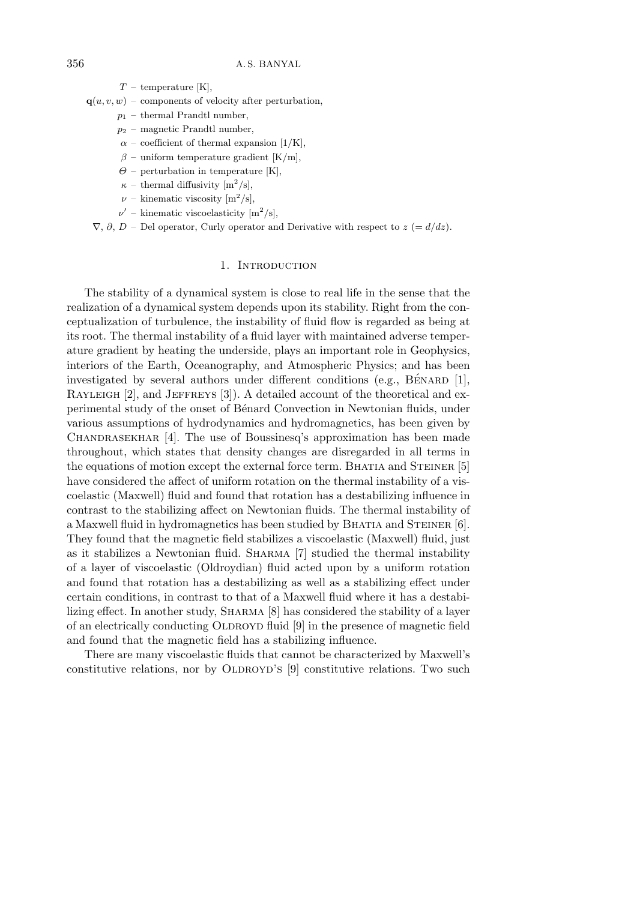$T$ – temperature [K],

$\mathbf{q}(u, v, w)$ – components of velocity after perturbation,

$p_1$ – thermal Prandtl number,

$p_2$ – magnetic Prandtl number,

$\alpha$ – coefficient of thermal expansion [1/K],

$\beta$ – uniform temperature gradient [K/m],

$\Theta$ – perturbation in temperature [K],

$\kappa$ – thermal diffusivity [m$^2$/s],

$\nu$ – kinematic viscosity [m$^2$/s],

$\nu'$ – kinematic viscoelasticity [m$^2$/s],

$\nabla$, $\partial$, $D$ – Del operator, Curly operator and Derivative with respect to $z$ ($= d/dz$).

## 1. Introduction

The stability of a dynamical system is close to real life in the sense that the realization of a dynamical system depends upon its stability. Right from the conceptualization of turbulence, the instability of fluid flow is regarded as being at its root. The thermal instability of a fluid layer with maintained adverse temperature gradient by heating the underside, plays an important role in Geophysics, interiors of the Earth, Oceanography, and Atmospheric Physics; and has been investigated by several authors under different conditions (e.g., Bénard [1], Rayleigh [2], and Jeffreys [3]). A detailed account of the theoretical and experimental study of the onset of Bénard Convection in Newtonian fluids, under various assumptions of hydrodynamics and hydromagnetics, has been given by Chandrasekhar [4]. The use of Boussinesq's approximation has been made throughout, which states that density changes are disregarded in all terms in the equations of motion except the external force term. Bhatia and Steiner [5] have considered the affect of uniform rotation on the thermal instability of a viscoelastic (Maxwell) fluid and found that rotation has a destabilizing influence in contrast to the stabilizing affect on Newtonian fluids. The thermal instability of a Maxwell fluid in hydromagnetics has been studied by Bhatia and Steiner [6]. They found that the magnetic field stabilizes a viscoelastic (Maxwell) fluid, just as it stabilizes a Newtonian fluid. Sharma [7] studied the thermal instability of a layer of viscoelastic (Oldroydian) fluid acted upon by a uniform rotation and found that rotation has a destabilizing as well as a stabilizing effect under certain conditions, in contrast to that of a Maxwell fluid where it has a destabilizing effect. In another study, Sharma [8] has considered the stability of a layer of an electrically conducting Oldroyd fluid [9] in the presence of magnetic field and found that the magnetic field has a stabilizing influence.

There are many viscoelastic fluids that cannot be characterized by Maxwell's constitutive relations, nor by Oldroyd's [9] constitutive relations. Two such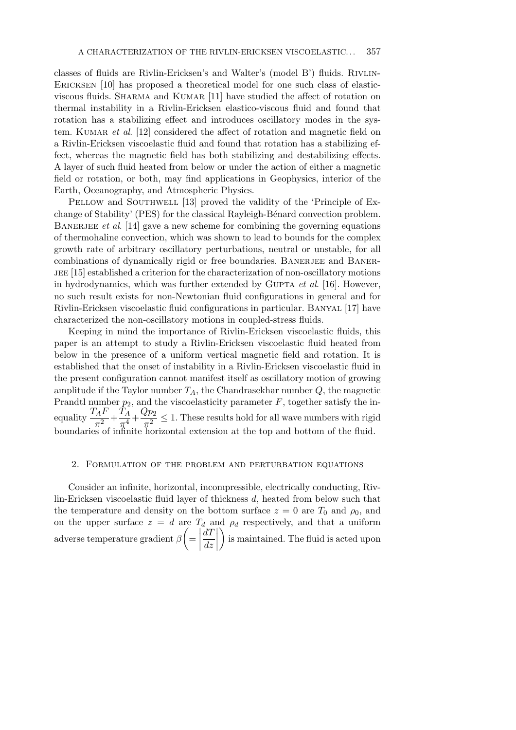classes of fluids are Rivlin-Ericksen's and Walter's (model B') fluids. Rivlin-Ericksen [10] has proposed a theoretical model for one such class of elastic-viscous fluids. Sharma and Kumar [11] have studied the affect of rotation on thermal instability in a Rivlin-Ericksen elastico-viscous fluid and found that rotation has a stabilizing effect and introduces oscillatory modes in the system. Kumar *et al*. [12] considered the affect of rotation and magnetic field on a Rivlin-Ericksen viscoelastic fluid and found that rotation has a stabilizing effect, whereas the magnetic field has both stabilizing and destabilizing effects. A layer of such fluid heated from below or under the action of either a magnetic field or rotation, or both, may find applications in Geophysics, interior of the Earth, Oceanography, and Atmospheric Physics.

Pellow and Southwell [13] proved the validity of the 'Principle of Exchange of Stability' (PES) for the classical Rayleigh-Bénard convection problem. Banerjee *et al*. [14] gave a new scheme for combining the governing equations of thermohaline convection, which was shown to lead to bounds for the complex growth rate of arbitrary oscillatory perturbations, neutral or unstable, for all combinations of dynamically rigid or free boundaries. Banerjee and Banerjee [15] established a criterion for the characterization of non-oscillatory motions in hydrodynamics, which was further extended by Gupta *et al*. [16]. However, no such result exists for non-Newtonian fluid configurations in general and for Rivlin-Ericksen viscoelastic fluid configurations in particular. Banyal [17] have characterized the non-oscillatory motions in coupled-stress fluids.

Keeping in mind the importance of Rivlin-Ericksen viscoelastic fluids, this paper is an attempt to study a Rivlin-Ericksen viscoelastic fluid heated from below in the presence of a uniform vertical magnetic field and rotation. It is established that the onset of instability in a Rivlin-Ericksen viscoelastic fluid in the present configuration cannot manifest itself as oscillatory motion of growing amplitude if the Taylor number $T_A$, the Chandrasekhar number $Q$, the magnetic Prandtl number $p_2$, and the viscoelasticity parameter $F$, together satisfy the inequality $\dfrac{T_A F}{\pi^2} + \dfrac{T_A}{\pi^4} + \dfrac{Q p_2}{\pi^2} \leq 1$. These results hold for all wave numbers with rigid boundaries of infinite horizontal extension at the top and bottom of the fluid.

## 2. Formulation of the problem and perturbation equations

Consider an infinite, horizontal, incompressible, electrically conducting, Rivlin-Ericksen viscoelastic fluid layer of thickness $d$, heated from below such that the temperature and density on the bottom surface $z = 0$ are $T_0$ and $\rho_0$, and on the upper surface $z = d$ are $T_d$ and $\rho_d$ respectively, and that a uniform adverse temperature gradient $\beta \left( = \left| \dfrac{dT}{dz} \right| \right)$ is maintained. The fluid is acted upon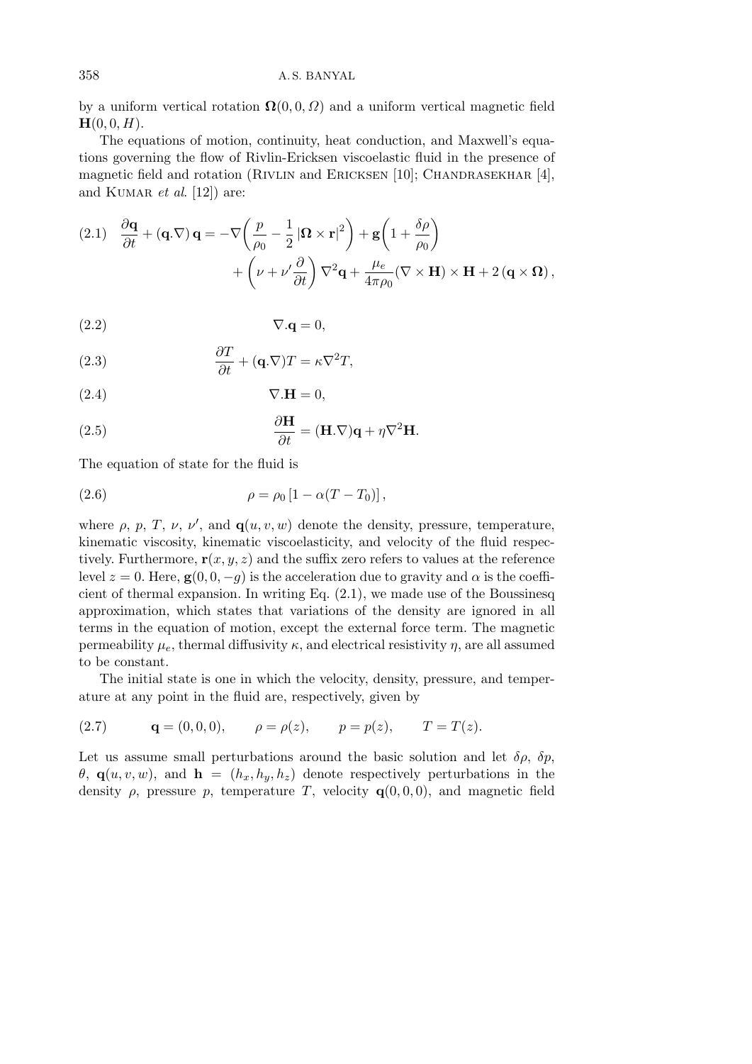by a uniform vertical rotation $\mathbf{\Omega}(0, 0, \Omega)$ and a uniform vertical magnetic field $\mathbf{H}(0, 0, H)$.

The equations of motion, continuity, heat conduction, and Maxwell's equations governing the flow of Rivlin-Ericksen viscoelastic fluid in the presence of magnetic field and rotation (Rivlin and Ericksen [10]; Chandrasekhar [4], and Kumar *et al.* [12]) are:

$$\begin{aligned}
(2.1)\quad \frac{\partial \mathbf{q}}{\partial t} + (\mathbf{q}.\nabla)\,\mathbf{q} = -\nabla\left(\frac{p}{\rho_0} - \frac{1}{2}\left|\mathbf{\Omega}\times\mathbf{r}\right|^2\right) + \mathbf{g}\left(1 + \frac{\delta\rho}{\rho_0}\right) \\
+ \left(\nu + \nu'\frac{\partial}{\partial t}\right)\nabla^2\mathbf{q} + \frac{\mu_e}{4\pi\rho_0}(\nabla\times\mathbf{H})\times\mathbf{H} + 2\,(\mathbf{q}\times\mathbf{\Omega}),
\end{aligned}$$

$$\nabla.\mathbf{q} = 0, \tag{2.2}$$

$$\frac{\partial T}{\partial t} + (\mathbf{q}.\nabla)T = \kappa\nabla^2 T, \tag{2.3}$$

$$\nabla.\mathbf{H} = 0, \tag{2.4}$$

$$\frac{\partial \mathbf{H}}{\partial t} = (\mathbf{H}.\nabla)\mathbf{q} + \eta\nabla^2\mathbf{H}. \tag{2.5}$$

The equation of state for the fluid is

$$\rho = \rho_0\left[1 - \alpha(T - T_0)\right], \tag{2.6}$$

where $\rho$, $p$, $T$, $\nu$, $\nu'$, and $\mathbf{q}(u, v, w)$ denote the density, pressure, temperature, kinematic viscosity, kinematic viscoelasticity, and velocity of the fluid respectively. Furthermore, $\mathbf{r}(x, y, z)$ and the suffix zero refers to values at the reference level $z = 0$. Here, $\mathbf{g}(0, 0, -g)$ is the acceleration due to gravity and $\alpha$ is the coefficient of thermal expansion. In writing Eq. (2.1), we made use of the Boussinesq approximation, which states that variations of the density are ignored in all terms in the equation of motion, except the external force term. The magnetic permeability $\mu_e$, thermal diffusivity $\kappa$, and electrical resistivity $\eta$, are all assumed to be constant.

The initial state is one in which the velocity, density, pressure, and temperature at any point in the fluid are, respectively, given by

$$\mathbf{q} = (0, 0, 0), \qquad \rho = \rho(z), \qquad p = p(z), \qquad T = T(z). \tag{2.7}$$

Let us assume small perturbations around the basic solution and let $\delta\rho$, $\delta p$, $\theta$, $\mathbf{q}(u, v, w)$, and $\mathbf{h} = (h_x, h_y, h_z)$ denote respectively perturbations in the density $\rho$, pressure $p$, temperature $T$, velocity $\mathbf{q}(0, 0, 0)$, and magnetic field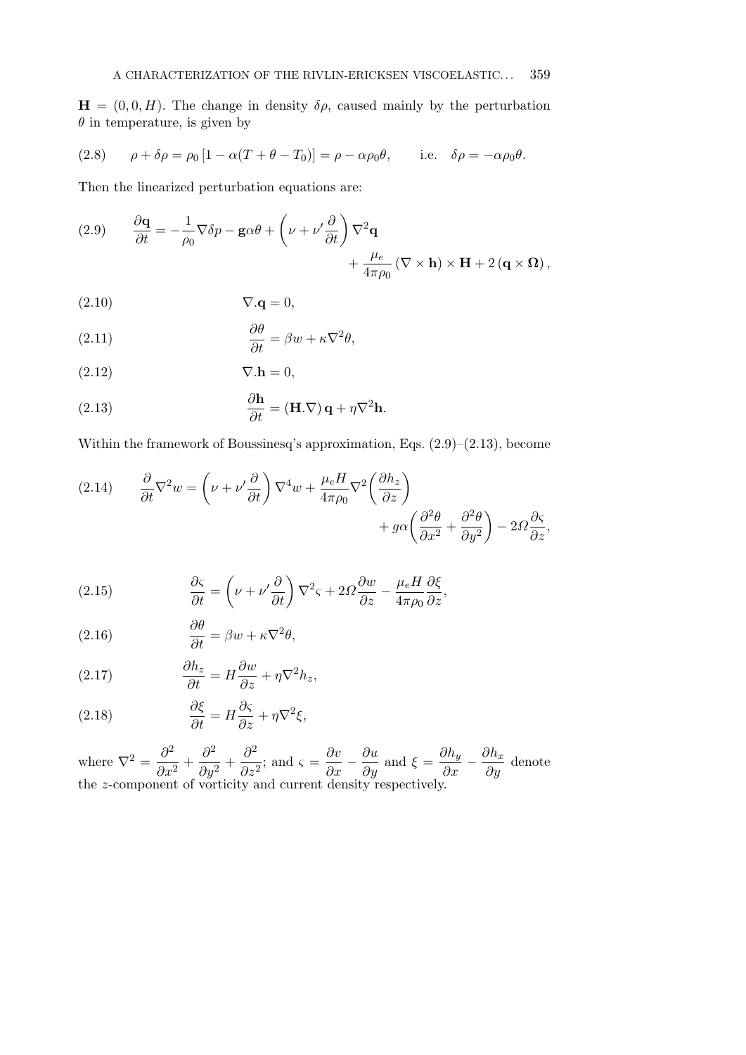$\mathbf{H} = (0, 0, H)$. The change in density $\delta\rho$, caused mainly by the perturbation $\theta$ in temperature, is given by

$$\rho + \delta\rho = \rho_0 \left[1 - \alpha(T + \theta - T_0)\right] = \rho - \alpha\rho_0\theta, \qquad \text{i.e.} \quad \delta\rho = -\alpha\rho_0\theta. \tag{2.8}$$

Then the linearized perturbation equations are:

$$\frac{\partial \mathbf{q}}{\partial t} = -\frac{1}{\rho_0}\nabla\delta p - \mathbf{g}\alpha\theta + \left(\nu + \nu'\frac{\partial}{\partial t}\right)\nabla^2\mathbf{q} + \frac{\mu_e}{4\pi\rho_0}\left(\nabla\times\mathbf{h}\right)\times\mathbf{H} + 2\left(\mathbf{q}\times\mathbf{\Omega}\right), \tag{2.9}$$

$$\nabla.\mathbf{q} = 0, \tag{2.10}$$

$$\frac{\partial\theta}{\partial t} = \beta w + \kappa\nabla^2\theta, \tag{2.11}$$

$$\nabla.\mathbf{h} = 0, \tag{2.12}$$

$$\frac{\partial\mathbf{h}}{\partial t} = \left(\mathbf{H}.\nabla\right)\mathbf{q} + \eta\nabla^2\mathbf{h}. \tag{2.13}$$

Within the framework of Boussinesq's approximation, Eqs. (2.9)–(2.13), become

$$\frac{\partial}{\partial t}\nabla^2 w = \left(\nu + \nu'\frac{\partial}{\partial t}\right)\nabla^4 w + \frac{\mu_e H}{4\pi\rho_0}\nabla^2\left(\frac{\partial h_z}{\partial z}\right) + g\alpha\left(\frac{\partial^2\theta}{\partial x^2} + \frac{\partial^2\theta}{\partial y^2}\right) - 2\Omega\frac{\partial\varsigma}{\partial z}, \tag{2.14}$$

$$\frac{\partial\varsigma}{\partial t} = \left(\nu + \nu'\frac{\partial}{\partial t}\right)\nabla^2\varsigma + 2\Omega\frac{\partial w}{\partial z} - \frac{\mu_e H}{4\pi\rho_0}\frac{\partial\xi}{\partial z}, \tag{2.15}$$

$$\frac{\partial\theta}{\partial t} = \beta w + \kappa\nabla^2\theta, \tag{2.16}$$

$$\frac{\partial h_z}{\partial t} = H\frac{\partial w}{\partial z} + \eta\nabla^2 h_z, \tag{2.17}$$

$$\frac{\partial\xi}{\partial t} = H\frac{\partial\varsigma}{\partial z} + \eta\nabla^2\xi, \tag{2.18}$$

where $\nabla^2 = \dfrac{\partial^2}{\partial x^2} + \dfrac{\partial^2}{\partial y^2} + \dfrac{\partial^2}{\partial z^2}$; and $\varsigma = \dfrac{\partial v}{\partial x} - \dfrac{\partial u}{\partial y}$ and $\xi = \dfrac{\partial h_y}{\partial x} - \dfrac{\partial h_x}{\partial y}$ denote the $z$-component of vorticity and current density respectively.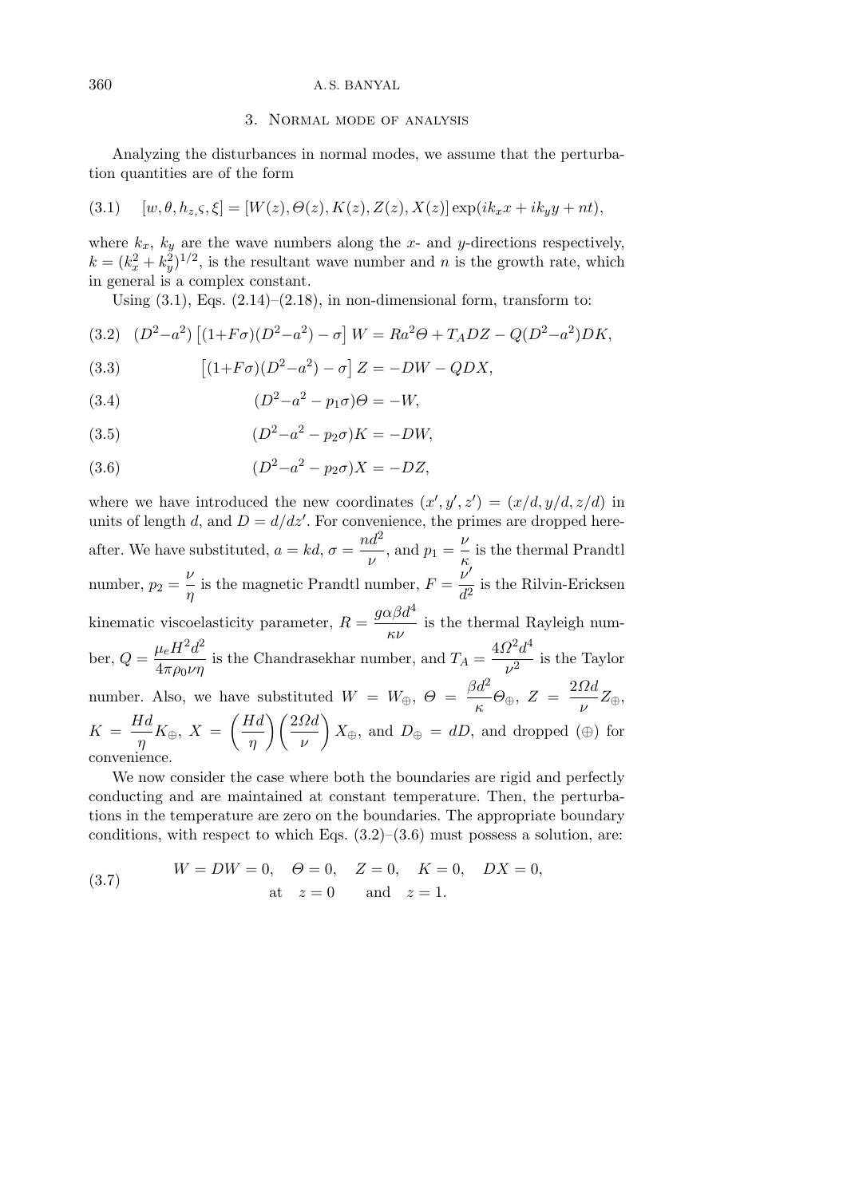## 3. Normal mode of analysis

Analyzing the disturbances in normal modes, we assume that the perturbation quantities are of the form

$$[w, \theta, h_z, \varsigma, \xi] = [W(z), \Theta(z), K(z), Z(z), X(z)] \exp(ik_x x + ik_y y + nt), \tag{3.1}$$

where $k_x$, $k_y$ are the wave numbers along the $x$- and $y$-directions respectively, $k = (k_x^2 + k_y^2)^{1/2}$, is the resultant wave number and $n$ is the growth rate, which in general is a complex constant.

Using (3.1), Eqs. (2.14)–(2.18), in non-dimensional form, transform to:

$$(D^2 - a^2)\left[(1+F\sigma)(D^2 - a^2) - \sigma\right] W = Ra^2 \Theta + T_A DZ - Q(D^2 - a^2)DK, \tag{3.2}$$

$$\left[(1+F\sigma)(D^2 - a^2) - \sigma\right] Z = -DW - QDX, \tag{3.3}$$

$$(D^2 - a^2 - p_1\sigma)\Theta = -W, \tag{3.4}$$

$$(D^2 - a^2 - p_2\sigma)K = -DW, \tag{3.5}$$

$$(D^2 - a^2 - p_2\sigma)X = -DZ, \tag{3.6}$$

where we have introduced the new coordinates $(x', y', z') = (x/d, y/d, z/d)$ in units of length $d$, and $D = d/dz'$. For convenience, the primes are dropped hereafter. We have substituted, $a = kd$, $\sigma = \dfrac{nd^2}{\nu}$, and $p_1 = \dfrac{\nu}{\kappa}$ is the thermal Prandtl number, $p_2 = \dfrac{\nu}{\eta}$ is the magnetic Prandtl number, $F = \dfrac{\nu'}{d^2}$ is the Rilvin-Ericksen kinematic viscoelasticity parameter, $R = \dfrac{g\alpha\beta d^4}{\kappa\nu}$ is the thermal Rayleigh number, $Q = \dfrac{\mu_e H^2 d^2}{4\pi\rho_0\nu\eta}$ is the Chandrasekhar number, and $T_A = \dfrac{4\Omega^2 d^4}{\nu^2}$ is the Taylor number. Also, we have substituted $W = W_\oplus$, $\Theta = \dfrac{\beta d^2}{\kappa}\Theta_\oplus$, $Z = \dfrac{2\Omega d}{\nu}Z_\oplus$, $K = \dfrac{Hd}{\eta}K_\oplus$, $X = \left(\dfrac{Hd}{\eta}\right)\left(\dfrac{2\Omega d}{\nu}\right)X_\oplus$, and $D_\oplus = dD$, and dropped $(\oplus)$ for convenience.

We now consider the case where both the boundaries are rigid and perfectly conducting and are maintained at constant temperature. Then, the perturbations in the temperature are zero on the boundaries. The appropriate boundary conditions, with respect to which Eqs. (3.2)–(3.6) must possess a solution, are:

$$\begin{gathered} W = DW = 0, \quad \Theta = 0, \quad Z = 0, \quad K = 0, \quad DX = 0, \\ \text{at} \quad z = 0 \quad \text{and} \quad z = 1. \end{gathered} \tag{3.7}$$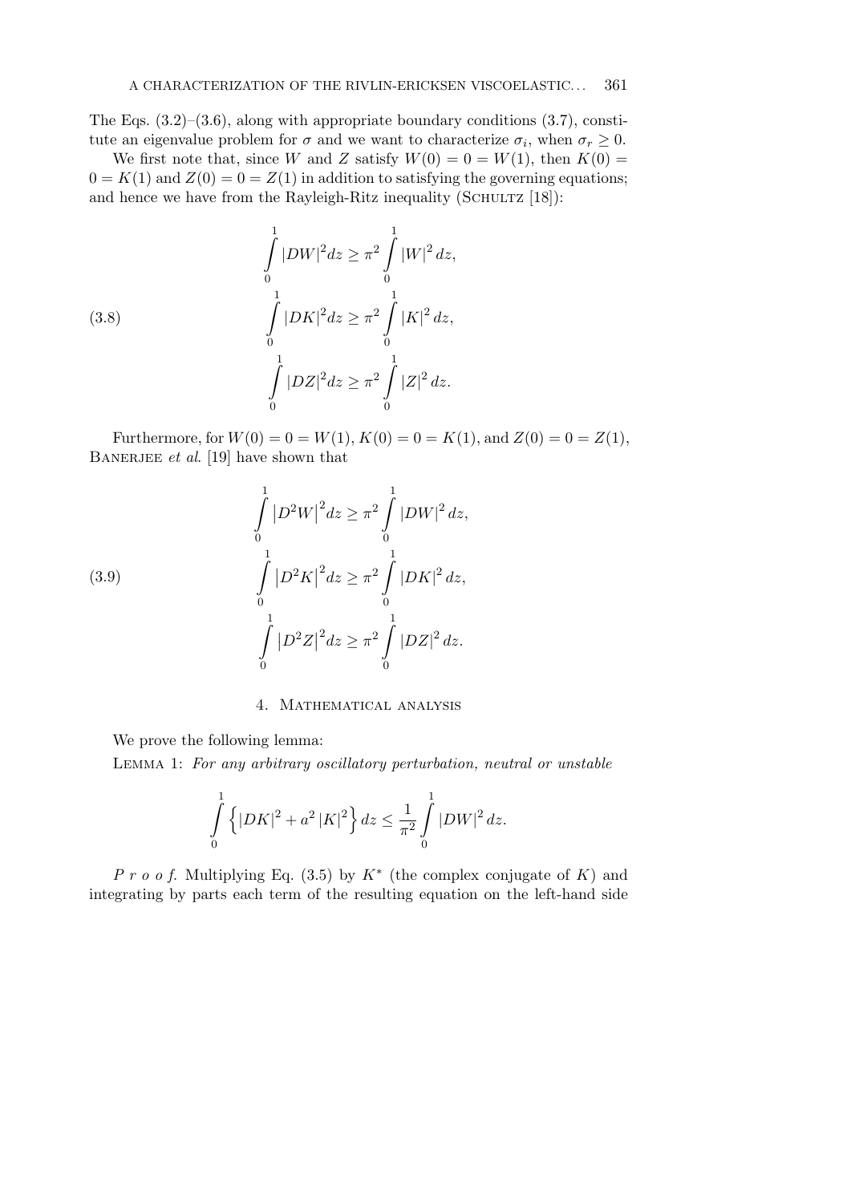The Eqs. (3.2)–(3.6), along with appropriate boundary conditions (3.7), constitute an eigenvalue problem for $\sigma$ and we want to characterize $\sigma_i$, when $\sigma_r \geq 0$.

We first note that, since $W$ and $Z$ satisfy $W(0) = 0 = W(1)$, then $K(0) = 0 = K(1)$ and $Z(0) = 0 = Z(1)$ in addition to satisfying the governing equations; and hence we have from the Rayleigh-Ritz inequality (Schultz [18]):

$$\tag{3.8}
\begin{aligned}
\int_0^1 |DW|^2 dz &\geq \pi^2 \int_0^1 |W|^2 \, dz,\\
\int_0^1 |DK|^2 dz &\geq \pi^2 \int_0^1 |K|^2 \, dz,\\
\int_0^1 |DZ|^2 dz &\geq \pi^2 \int_0^1 |Z|^2 \, dz.
\end{aligned}$$

Furthermore, for $W(0) = 0 = W(1)$, $K(0) = 0 = K(1)$, and $Z(0) = 0 = Z(1)$, Banerjee *et al*. [19] have shown that

$$\tag{3.9}
\begin{aligned}
\int_0^1 \left|D^2W\right|^2 dz &\geq \pi^2 \int_0^1 |DW|^2 \, dz,\\
\int_0^1 \left|D^2K\right|^2 dz &\geq \pi^2 \int_0^1 |DK|^2 \, dz,\\
\int_0^1 \left|D^2Z\right|^2 dz &\geq \pi^2 \int_0^1 |DZ|^2 \, dz.
\end{aligned}$$

## 4. Mathematical analysis

We prove the following lemma:

Lemma 1: *For any arbitrary oscillatory perturbation, neutral or unstable*

$$\int_0^1 \left\{ |DK|^2 + a^2 |K|^2 \right\} dz \leq \frac{1}{\pi^2} \int_0^1 |DW|^2 \, dz.$$

*Proof*. Multiplying Eq. (3.5) by $K^*$ (the complex conjugate of $K$) and integrating by parts each term of the resulting equation on the left-hand side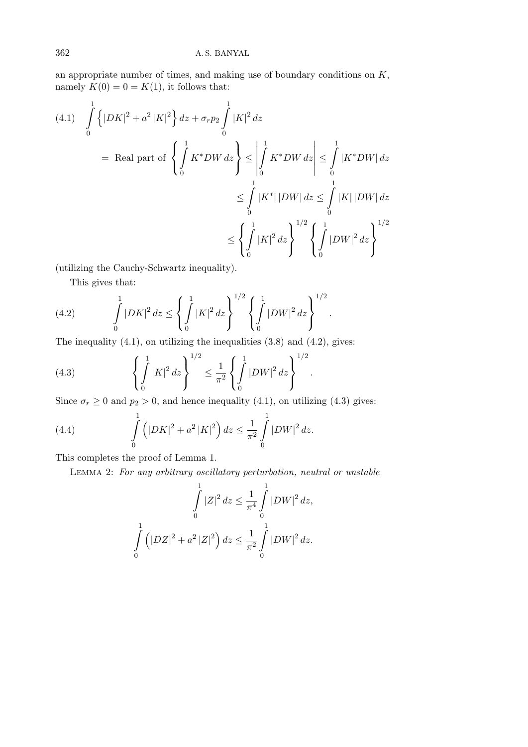an appropriate number of times, and making use of boundary conditions on $K$, namely $K(0) = 0 = K(1)$, it follows that:

$$
\begin{aligned}
(4.1) \quad \int_0^1 \left\{ |DK|^2 + a^2 |K|^2 \right\} dz + \sigma_r p_2 \int_0^1 |K|^2 dz \\
= \text{Real part of } \left\{ \int_0^1 K^* DW \, dz \right\} \leq \left| \int_0^1 K^* DW \, dz \right| \leq \int_0^1 |K^* DW| \, dz \\
\leq \int_0^1 |K^*| \, |DW| \, dz \leq \int_0^1 |K| \, |DW| \, dz \\
\leq \left\{ \int_0^1 |K|^2 dz \right\}^{1/2} \left\{ \int_0^1 |DW|^2 dz \right\}^{1/2}
\end{aligned}
$$

(utilizing the Cauchy-Schwartz inequality).

This gives that:

$$
(4.2) \qquad \int_0^1 |DK|^2 dz \leq \left\{ \int_0^1 |K|^2 dz \right\}^{1/2} \left\{ \int_0^1 |DW|^2 dz \right\}^{1/2}.
$$

The inequality (4.1), on utilizing the inequalities (3.8) and (4.2), gives:

$$
(4.3) \qquad \left\{ \int_0^1 |K|^2 dz \right\}^{1/2} \leq \frac{1}{\pi^2} \left\{ \int_0^1 |DW|^2 dz \right\}^{1/2}.
$$

Since $\sigma_r \geq 0$ and $p_2 > 0$, and hence inequality (4.1), on utilizing (4.3) gives:

$$
(4.4) \qquad \int_0^1 \left( |DK|^2 + a^2 |K|^2 \right) dz \leq \frac{1}{\pi^2} \int_0^1 |DW|^2 dz.
$$

This completes the proof of Lemma 1.

Lemma 2: *For any arbitrary oscillatory perturbation, neutral or unstable*

$$
\int_0^1 |Z|^2 dz \leq \frac{1}{\pi^4} \int_0^1 |DW|^2 dz,
$$

$$
\int_0^1 \left( |DZ|^2 + a^2 |Z|^2 \right) dz \leq \frac{1}{\pi^2} \int_0^1 |DW|^2 dz.
$$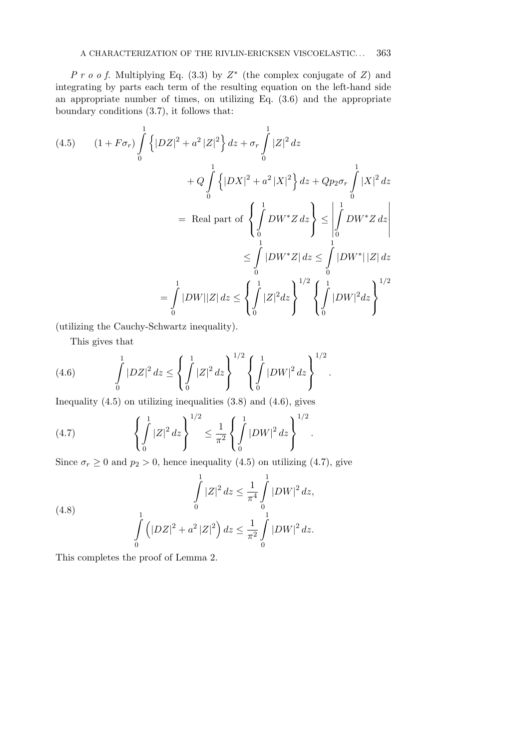*P r o o f.* Multiplying Eq. (3.3) by $Z^*$ (the complex conjugate of $Z$) and integrating by parts each term of the resulting equation on the left-hand side an appropriate number of times, on utilizing Eq. (3.6) and the appropriate boundary conditions (3.7), it follows that:

$$
\begin{aligned}
(4.5)\qquad (1+F\sigma_r)\int_0^1 \left\{|DZ|^2 + a^2|Z|^2\right\} dz + \sigma_r \int_0^1 |Z|^2\, dz \\
+ Q\int_0^1 \left\{|DX|^2 + a^2|X|^2\right\} dz + Qp_2\sigma_r \int_0^1 |X|^2\, dz \\
= \text{ Real part of } \left\{\int_0^1 DW^* Z\, dz\right\} \leq \left|\int_0^1 DW^* Z\, dz\right| \\
\leq \int_0^1 |DW^* Z|\, dz \leq \int_0^1 |DW^*|\,|Z|\, dz \\
= \int_0^1 |DW||Z|\, dz \leq \left\{\int_0^1 |Z|^2 dz\right\}^{1/2} \left\{\int_0^1 |DW|^2 dz\right\}^{1/2}
\end{aligned}
$$

(utilizing the Cauchy-Schwartz inequality).

This gives that

$$
(4.6)\qquad \int_0^1 |DZ|^2\, dz \leq \left\{\int_0^1 |Z|^2\, dz\right\}^{1/2} \left\{\int_0^1 |DW|^2\, dz\right\}^{1/2}.
$$

Inequality (4.5) on utilizing inequalities (3.8) and (4.6), gives

$$
(4.7)\qquad \left\{\int_0^1 |Z|^2\, dz\right\}^{1/2} \leq \frac{1}{\pi^2}\left\{\int_0^1 |DW|^2\, dz\right\}^{1/2}.
$$

Since $\sigma_r \geq 0$ and $p_2 > 0$, hence inequality (4.5) on utilizing (4.7), give

$$
(4.8)\qquad
\begin{aligned}
\int_0^1 |Z|^2\, dz &\leq \frac{1}{\pi^4}\int_0^1 |DW|^2\, dz, \\
\int_0^1 \left(|DZ|^2 + a^2|Z|^2\right) dz &\leq \frac{1}{\pi^2}\int_0^1 |DW|^2\, dz.
\end{aligned}
$$

This completes the proof of Lemma 2.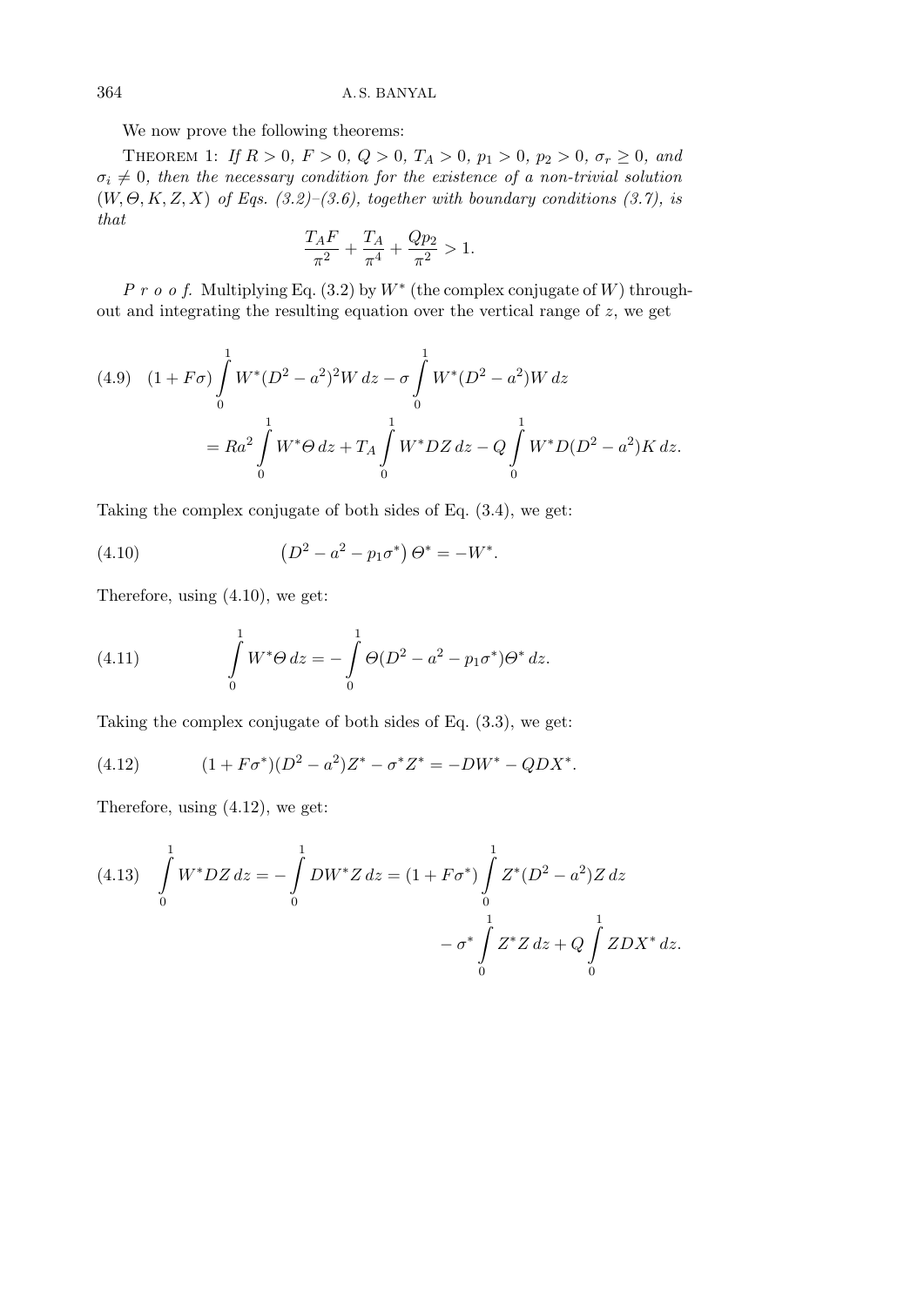We now prove the following theorems:

THEOREM 1: *If $R > 0$, $F > 0$, $Q > 0$, $T_A > 0$, $p_1 > 0$, $p_2 > 0$, $\sigma_r \geq 0$, and $\sigma_i \neq 0$, then the necessary condition for the existence of a non-trivial solution $(W, \Theta, K, Z, X)$ of Eqs. (3.2)–(3.6), together with boundary conditions (3.7), is that*

$$\frac{T_A F}{\pi^2} + \frac{T_A}{\pi^4} + \frac{Q p_2}{\pi^2} > 1.$$

*P r o o f.* Multiplying Eq. (3.2) by $W^*$ (the complex conjugate of $W$) throughout and integrating the resulting equation over the vertical range of $z$, we get

$$(4.9) \quad (1 + F\sigma) \int_0^1 W^*(D^2 - a^2)^2 W \, dz - \sigma \int_0^1 W^*(D^2 - a^2) W \, dz$$
$$= Ra^2 \int_0^1 W^* \Theta \, dz + T_A \int_0^1 W^* DZ \, dz - Q \int_0^1 W^* D(D^2 - a^2) K \, dz.$$

Taking the complex conjugate of both sides of Eq. (3.4), we get:

$$(4.10) \qquad \left(D^2 - a^2 - p_1 \sigma^*\right) \Theta^* = -W^*.$$

Therefore, using (4.10), we get:

$$(4.11) \qquad \int_0^1 W^* \Theta \, dz = -\int_0^1 \Theta (D^2 - a^2 - p_1 \sigma^*) \Theta^* \, dz.$$

Taking the complex conjugate of both sides of Eq. (3.3), we get:

$$(4.12) \qquad (1 + F\sigma^*)(D^2 - a^2) Z^* - \sigma^* Z^* = -DW^* - QDX^*.$$

Therefore, using (4.12), we get:

$$(4.13) \quad \int_0^1 W^* DZ \, dz = -\int_0^1 DW^* Z \, dz = (1 + F\sigma^*) \int_0^1 Z^* (D^2 - a^2) Z \, dz$$
$$- \sigma^* \int_0^1 Z^* Z \, dz + Q \int_0^1 Z D X^* \, dz.$$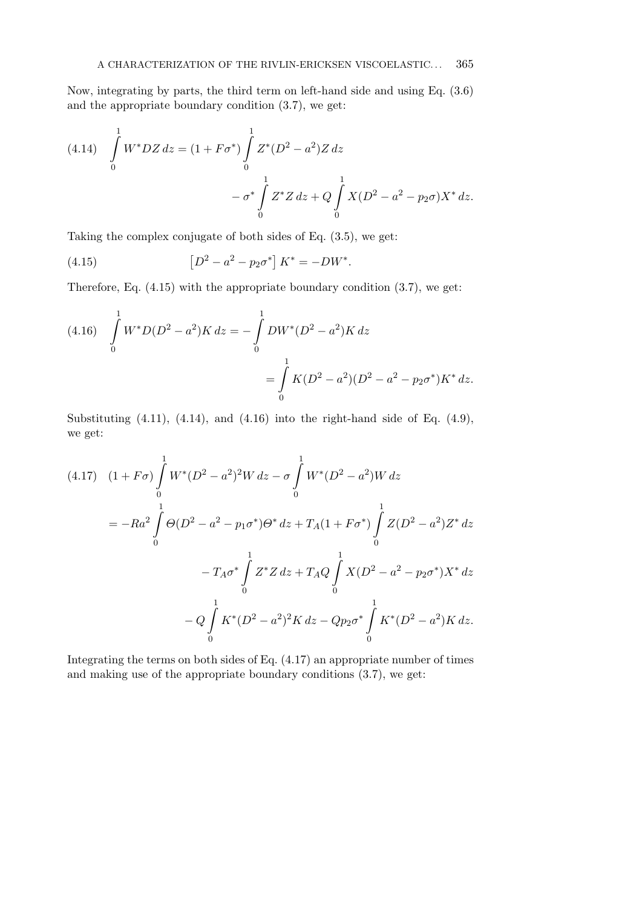Now, integrating by parts, the third term on left-hand side and using Eq. (3.6) and the appropriate boundary condition (3.7), we get:

$$
\int_0^1 W^* DZ\,dz = (1+F\sigma^*)\int_0^1 Z^*(D^2-a^2)Z\,dz - \sigma^*\int_0^1 Z^*Z\,dz + Q\int_0^1 X(D^2-a^2-p_2\sigma)X^*\,dz. \tag{4.14}
$$

Taking the complex conjugate of both sides of Eq. (3.5), we get:

$$
\left[D^2-a^2-p_2\sigma^*\right]K^* = -DW^*. \tag{4.15}
$$

Therefore, Eq. (4.15) with the appropriate boundary condition (3.7), we get:

$$
\int_0^1 W^* D(D^2-a^2)K\,dz = -\int_0^1 DW^*(D^2-a^2)K\,dz = \int_0^1 K(D^2-a^2)(D^2-a^2-p_2\sigma^*)K^*\,dz. \tag{4.16}
$$

Substituting (4.11), (4.14), and (4.16) into the right-hand side of Eq. (4.9), we get:

$$
\begin{aligned}
(1+F\sigma)\int_0^1 W^*(D^2-a^2)^2W\,dz - \sigma\int_0^1 W^*(D^2-a^2)W\,dz \\
= -Ra^2\int_0^1 \Theta(D^2-a^2-p_1\sigma^*)\Theta^*\,dz + T_A(1+F\sigma^*)\int_0^1 Z(D^2-a^2)Z^*\,dz \\
- T_A\sigma^*\int_0^1 Z^*Z\,dz + T_AQ\int_0^1 X(D^2-a^2-p_2\sigma^*)X^*\,dz \\
- Q\int_0^1 K^*(D^2-a^2)^2K\,dz - Qp_2\sigma^*\int_0^1 K^*(D^2-a^2)K\,dz.
\end{aligned} \tag{4.17}
$$

Integrating the terms on both sides of Eq. (4.17) an appropriate number of times and making use of the appropriate boundary conditions (3.7), we get: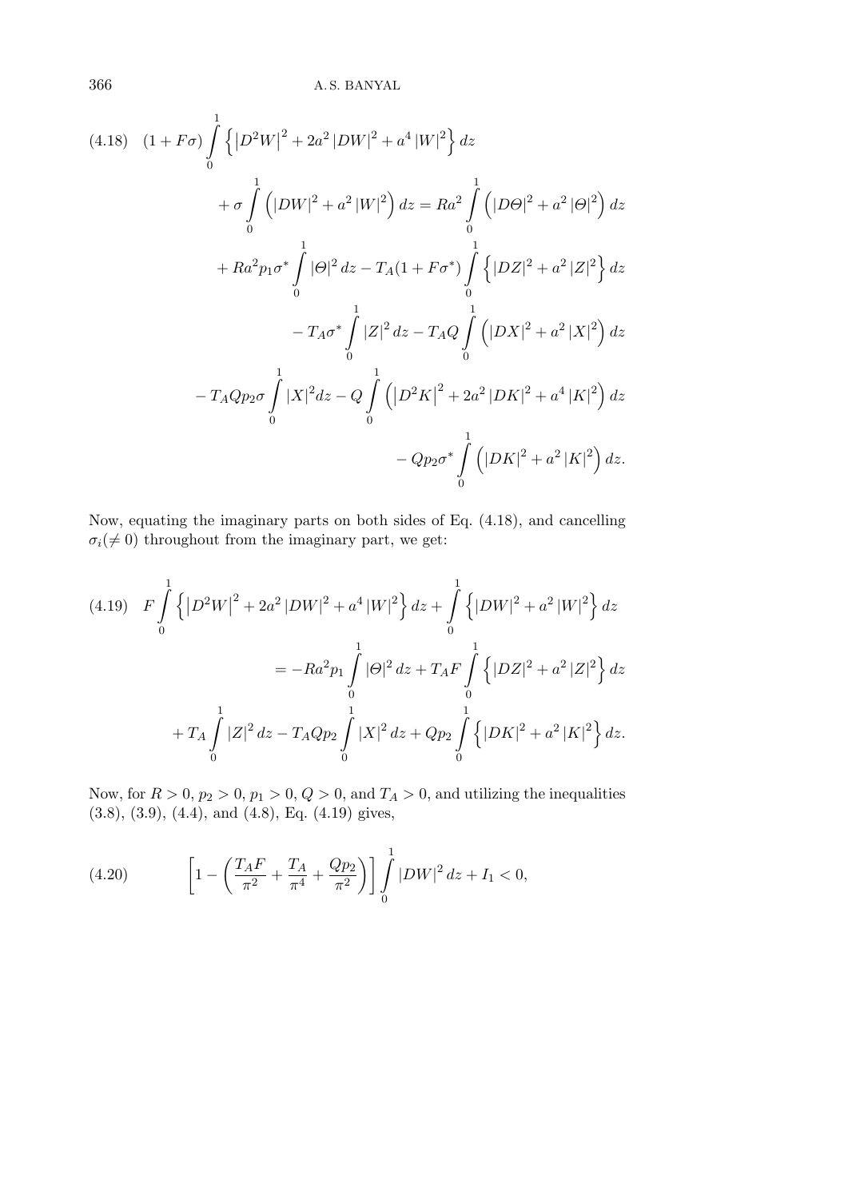$$(4.18)\quad (1+F\sigma)\int_0^1 \left\{ \left|D^2W\right|^2 + 2a^2\left|DW\right|^2 + a^4\left|W\right|^2 \right\} dz + \sigma\int_0^1 \left( \left|DW\right|^2 + a^2\left|W\right|^2 \right) dz = Ra^2\int_0^1 \left( \left|D\Theta\right|^2 + a^2\left|\Theta\right|^2 \right) dz + Ra^2 p_1 \sigma^* \int_0^1 \left|\Theta\right|^2 dz - T_A(1+F\sigma^*)\int_0^1 \left\{ \left|DZ\right|^2 + a^2\left|Z\right|^2 \right\} dz - T_A\sigma^*\int_0^1 \left|Z\right|^2 dz - T_A Q\int_0^1 \left( \left|DX\right|^2 + a^2\left|X\right|^2 \right) dz - T_A Q p_2 \sigma \int_0^1 \left|X\right|^2 dz - Q\int_0^1 \left( \left|D^2K\right|^2 + 2a^2\left|DK\right|^2 + a^4\left|K\right|^2 \right) dz - Qp_2\sigma^*\int_0^1 \left( \left|DK\right|^2 + a^2\left|K\right|^2 \right) dz.$$

Now, equating the imaginary parts on both sides of Eq. (4.18), and cancelling $\sigma_i (\neq 0)$ throughout from the imaginary part, we get:

$$(4.19)\quad F\int_0^1 \left\{ \left|D^2W\right|^2 + 2a^2\left|DW\right|^2 + a^4\left|W\right|^2 \right\} dz + \int_0^1 \left\{ \left|DW\right|^2 + a^2\left|W\right|^2 \right\} dz = -Ra^2 p_1 \int_0^1 \left|\Theta\right|^2 dz + T_A F\int_0^1 \left\{ \left|DZ\right|^2 + a^2\left|Z\right|^2 \right\} dz + T_A\int_0^1 \left|Z\right|^2 dz - T_A Q p_2 \int_0^1 \left|X\right|^2 dz + Qp_2\int_0^1 \left\{ \left|DK\right|^2 + a^2\left|K\right|^2 \right\} dz.$$

Now, for $R > 0$, $p_2 > 0$, $p_1 > 0$, $Q > 0$, and $T_A > 0$, and utilizing the inequalities (3.8), (3.9), (4.4), and (4.8), Eq. (4.19) gives,

$$(4.20)\qquad \left[ 1 - \left( \frac{T_A F}{\pi^2} + \frac{T_A}{\pi^4} + \frac{Qp_2}{\pi^2} \right) \right] \int_0^1 \left|DW\right|^2 dz + I_1 < 0,$$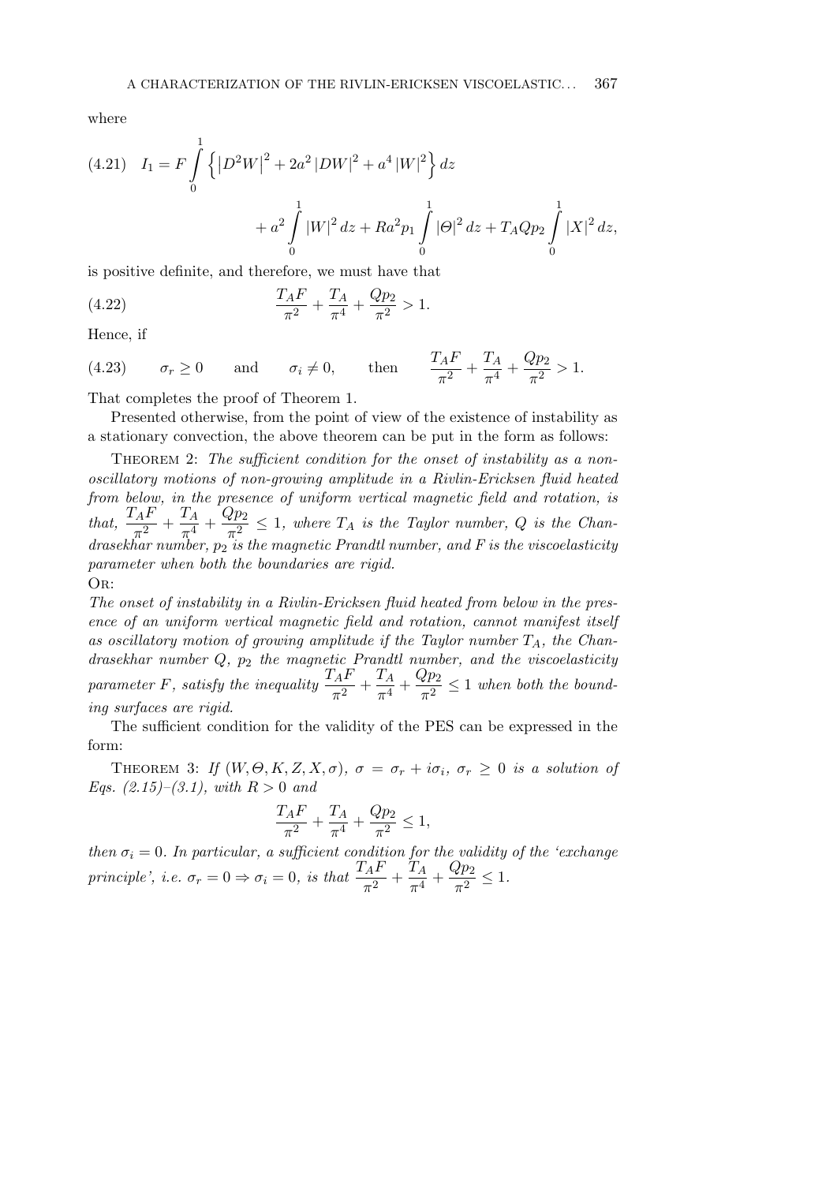where

$$
I_1 = F \int_0^1 \left\{ \left|D^2 W\right|^2 + 2a^2 \left|DW\right|^2 + a^4 \left|W\right|^2 \right\} dz + a^2 \int_0^1 \left|W\right|^2 dz + Ra^2 p_1 \int_0^1 \left|\Theta\right|^2 dz + T_A Q p_2 \int_0^1 \left|X\right|^2 dz, \tag{4.21}
$$

is positive definite, and therefore, we must have that

$$
\frac{T_A F}{\pi^2} + \frac{T_A}{\pi^4} + \frac{Q p_2}{\pi^2} > 1. \tag{4.22}
$$

Hence, if

$$
\sigma_r \geq 0 \qquad \text{and} \qquad \sigma_i \neq 0, \qquad \text{then} \qquad \frac{T_A F}{\pi^2} + \frac{T_A}{\pi^4} + \frac{Q p_2}{\pi^2} > 1. \tag{4.23}
$$

That completes the proof of Theorem 1.

Presented otherwise, from the point of view of the existence of instability as a stationary convection, the above theorem can be put in the form as follows:

Theorem 2: *The sufficient condition for the onset of instability as a non-oscillatory motions of non-growing amplitude in a Rivlin-Ericksen fluid heated from below, in the presence of uniform vertical magnetic field and rotation, is that,* $\frac{T_A F}{\pi^2} + \frac{T_A}{\pi^4} + \frac{Q p_2}{\pi^2} \leq 1$, *where* $T_A$ *is the Taylor number,* $Q$ *is the Chandrasekhar number,* $p_2$ *is the magnetic Prandtl number, and* $F$ *is the viscoelasticity parameter when both the boundaries are rigid.*

Or:

*The onset of instability in a Rivlin-Ericksen fluid heated from below in the presence of an uniform vertical magnetic field and rotation, cannot manifest itself as oscillatory motion of growing amplitude if the Taylor number* $T_A$*, the Chandrasekhar number* $Q$*,* $p_2$ *the magnetic Prandtl number, and the viscoelasticity parameter* $F$*, satisfy the inequality* $\frac{T_A F}{\pi^2} + \frac{T_A}{\pi^4} + \frac{Q p_2}{\pi^2} \leq 1$ *when both the bounding surfaces are rigid.*

The sufficient condition for the validity of the PES can be expressed in the form:

Theorem 3: *If* $(W, \Theta, K, Z, X, \sigma)$, $\sigma = \sigma_r + i\sigma_i$, $\sigma_r \geq 0$ *is a solution of Eqs. (2.15)–(3.1), with* $R > 0$ *and*

$$
\frac{T_A F}{\pi^2} + \frac{T_A}{\pi^4} + \frac{Q p_2}{\pi^2} \leq 1,
$$

*then* $\sigma_i = 0$. *In particular, a sufficient condition for the validity of the 'exchange principle', i.e.* $\sigma_r = 0 \Rightarrow \sigma_i = 0$, *is that* $\frac{T_A F}{\pi^2} + \frac{T_A}{\pi^4} + \frac{Q p_2}{\pi^2} \leq 1$.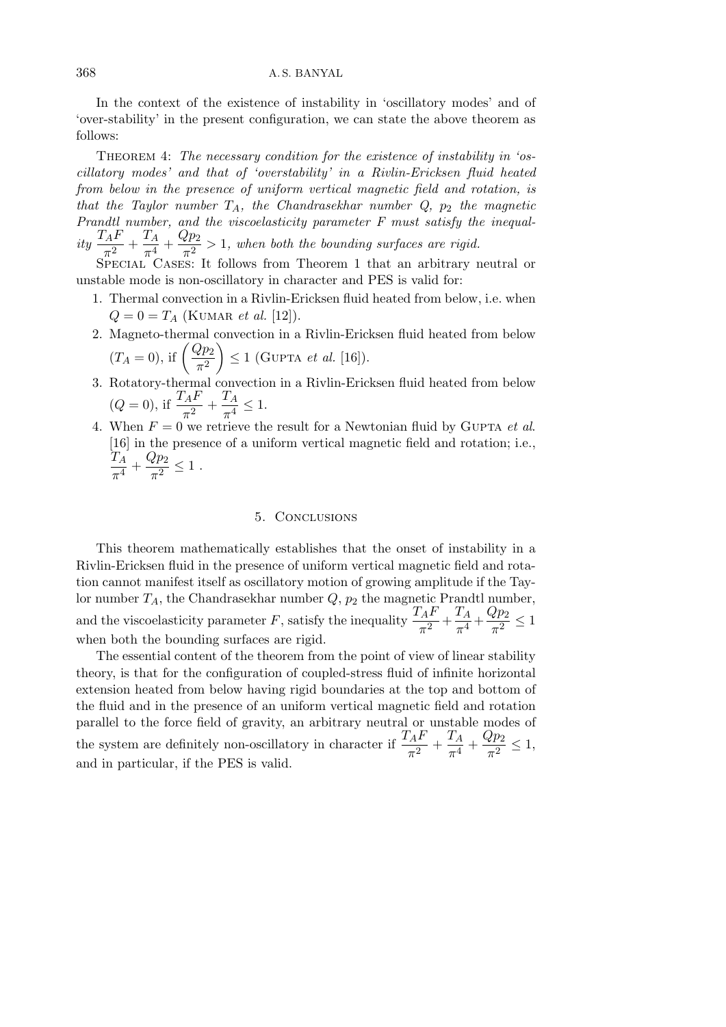In the context of the existence of instability in 'oscillatory modes' and of 'over-stability' in the present configuration, we can state the above theorem as follows:

Theorem 4: *The necessary condition for the existence of instability in 'oscillatory modes' and that of 'overstability' in a Rivlin-Ericksen fluid heated from below in the presence of uniform vertical magnetic field and rotation, is that the Taylor number $T_A$, the Chandrasekhar number $Q$, $p_2$ the magnetic Prandtl number, and the viscoelasticity parameter $F$ must satisfy the inequality* $\frac{T_A F}{\pi^2} + \frac{T_A}{\pi^4} + \frac{Q p_2}{\pi^2} > 1$, *when both the bounding surfaces are rigid.*

Special Cases: It follows from Theorem 1 that an arbitrary neutral or unstable mode is non-oscillatory in character and PES is valid for:

1. Thermal convection in a Rivlin-Ericksen fluid heated from below, i.e. when $Q = 0 = T_A$ (Kumar *et al.* [12]).
2. Magneto-thermal convection in a Rivlin-Ericksen fluid heated from below ($T_A = 0$), if $\left(\frac{Q p_2}{\pi^2}\right) \leq 1$ (Gupta *et al.* [16]).
3. Rotatory-thermal convection in a Rivlin-Ericksen fluid heated from below ($Q = 0$), if $\frac{T_A F}{\pi^2} + \frac{T_A}{\pi^4} \leq 1$.
4. When $F = 0$ we retrieve the result for a Newtonian fluid by Gupta *et al.* [16] in the presence of a uniform vertical magnetic field and rotation; i.e., $\frac{T_A}{\pi^4} + \frac{Q p_2}{\pi^2} \leq 1$ .

## 5. Conclusions

This theorem mathematically establishes that the onset of instability in a Rivlin-Ericksen fluid in the presence of uniform vertical magnetic field and rotation cannot manifest itself as oscillatory motion of growing amplitude if the Taylor number $T_A$, the Chandrasekhar number $Q$, $p_2$ the magnetic Prandtl number, and the viscoelasticity parameter $F$, satisfy the inequality $\frac{T_A F}{\pi^2} + \frac{T_A}{\pi^4} + \frac{Q p_2}{\pi^2} \leq 1$ when both the bounding surfaces are rigid.

The essential content of the theorem from the point of view of linear stability theory, is that for the configuration of coupled-stress fluid of infinite horizontal extension heated from below having rigid boundaries at the top and bottom of the fluid and in the presence of an uniform vertical magnetic field and rotation parallel to the force field of gravity, an arbitrary neutral or unstable modes of the system are definitely non-oscillatory in character if $\frac{T_A F}{\pi^2} + \frac{T_A}{\pi^4} + \frac{Q p_2}{\pi^2} \leq 1$, and in particular, if the PES is valid.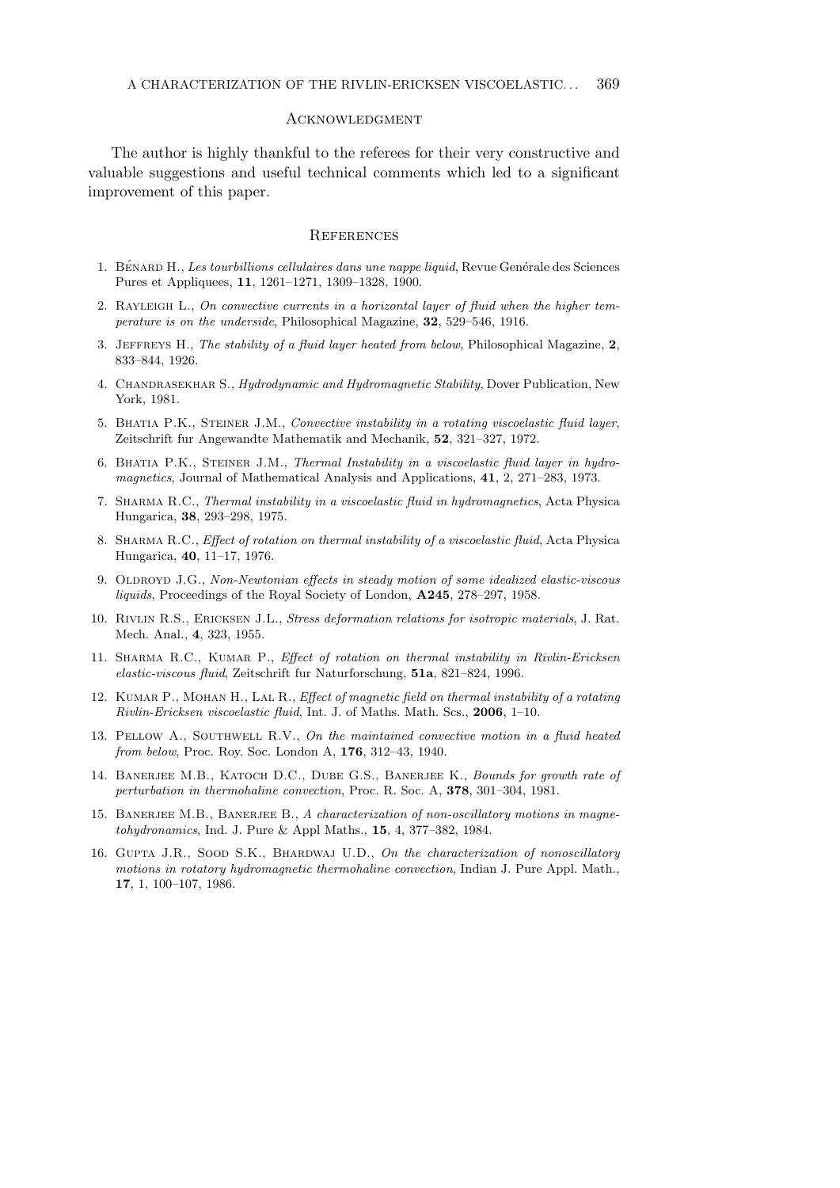## Acknowledgment

The author is highly thankful to the referees for their very constructive and valuable suggestions and useful technical comments which led to a significant improvement of this paper.

## References

1. Bénard H., *Les tourbillions cellulaires dans une nappe liquid*, Revue Genérale des Sciences Pures et Appliquees, **11**, 1261–1271, 1309–1328, 1900.
2. Rayleigh L., *On convective currents in a horizontal layer of fluid when the higher temperature is on the underside*, Philosophical Magazine, **32**, 529–546, 1916.
3. Jeffreys H., *The stability of a fluid layer heated from below*, Philosophical Magazine, **2**, 833–844, 1926.
4. Chandrasekhar S., *Hydrodynamic and Hydromagnetic Stability*, Dover Publication, New York, 1981.
5. Bhatia P.K., Steiner J.M., *Convective instability in a rotating viscoelastic fluid layer*, Zeitschrift fur Angewandte Mathematik and Mechanik, **52**, 321–327, 1972.
6. Bhatia P.K., Steiner J.M., *Thermal Instability in a viscoelastic fluid layer in hydromagnetics*, Journal of Mathematical Analysis and Applications, **41**, 2, 271–283, 1973.
7. Sharma R.C., *Thermal instability in a viscoelastic fluid in hydromagnetics*, Acta Physica Hungarica, **38**, 293–298, 1975.
8. Sharma R.C., *Effect of rotation on thermal instability of a viscoelastic fluid*, Acta Physica Hungarica, **40**, 11–17, 1976.
9. Oldroyd J.G., *Non-Newtonian effects in steady motion of some idealized elastic-viscous liquids*, Proceedings of the Royal Society of London, **A245**, 278–297, 1958.
10. Rivlin R.S., Ericksen J.L., *Stress deformation relations for isotropic materials*, J. Rat. Mech. Anal., **4**, 323, 1955.
11. Sharma R.C., Kumar P., *Effect of rotation on thermal instability in Rivlin-Ericksen elastic-viscous fluid*, Zeitschrift fur Naturforschung, **51a**, 821–824, 1996.
12. Kumar P., Mohan H., Lal R., *Effect of magnetic field on thermal instability of a rotating Rivlin-Ericksen viscoelastic fluid*, Int. J. of Maths. Math. Scs., **2006**, 1–10.
13. Pellow A., Southwell R.V., *On the maintained convective motion in a fluid heated from below*, Proc. Roy. Soc. London A, **176**, 312–43, 1940.
14. Banerjee M.B., Katoch D.C., Dube G.S., Banerjee K., *Bounds for growth rate of perturbation in thermohaline convection*, Proc. R. Soc. A, **378**, 301–304, 1981.
15. Banerjee M.B., Banerjee B., *A characterization of non-oscillatory motions in magnetohydronamics*, Ind. J. Pure & Appl Maths., **15**, 4, 377–382, 1984.
16. Gupta J.R., Sood S.K., Bhardwaj U.D., *On the characterization of nonoscillatory motions in rotatory hydromagnetic thermohaline convection*, Indian J. Pure Appl. Math., **17**, 1, 100–107, 1986.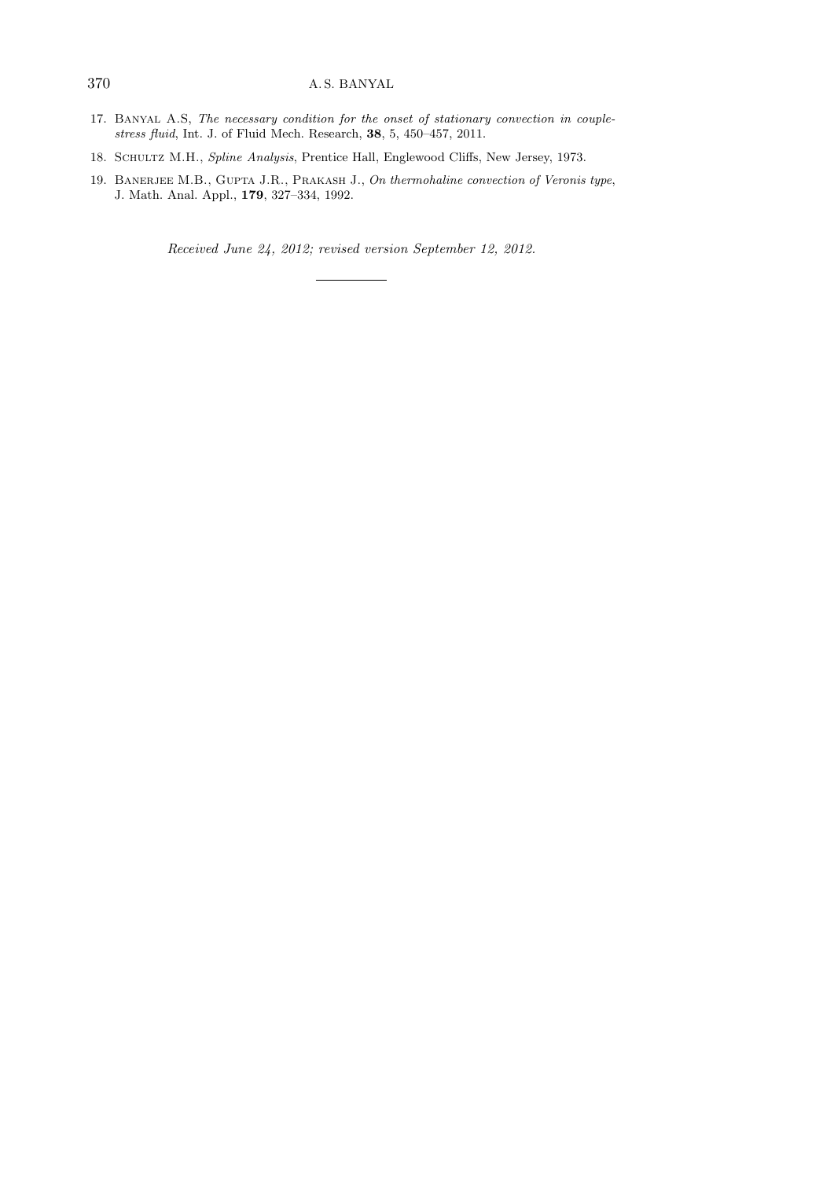17. Banyal A.S, *The necessary condition for the onset of stationary convection in couple-stress fluid*, Int. J. of Fluid Mech. Research, **38**, 5, 450–457, 2011.
18. Schultz M.H., *Spline Analysis*, Prentice Hall, Englewood Cliffs, New Jersey, 1973.
19. Banerjee M.B., Gupta J.R., Prakash J., *On thermohaline convection of Veronis type*, J. Math. Anal. Appl., **179**, 327–334, 1992.

*Received June 24, 2012; revised version September 12, 2012.*